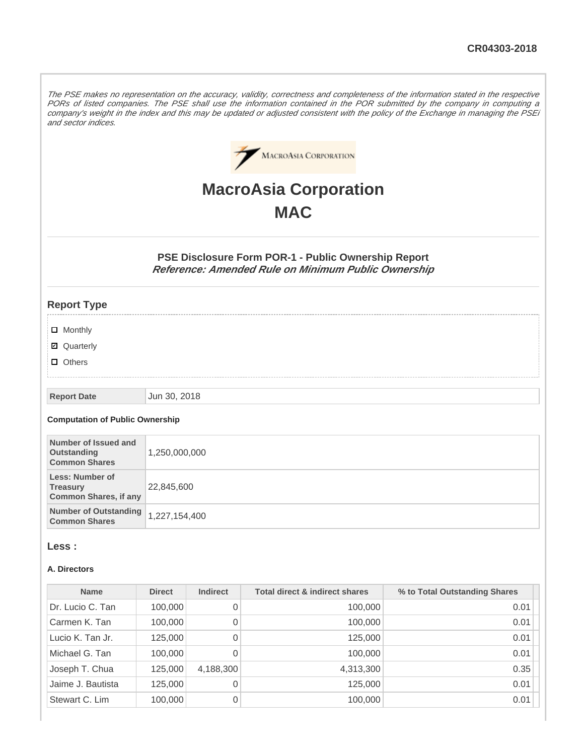CR04303-2018

*The PSE makes no representation on the accuracy, validity, correctness and completeness of the information stated in the respective PORs of listed companies. The PSE shall use the information contained in the POR submitted by the company in computing a company's weight in the index and this may be updated or adjusted consistent with the policy of the Exchange in managing the PSEi and sector indices.*

# MacroAsia Corporation

# MAC

### PSE Disclosure Form POR-1 - Public Ownership Report

***Reference: Amended Rule on Minimum Public Ownership***

## Report Type

- ☐ Monthly
- ☑ Quarterly
- ☐ Others

| Report Date | Jun 30, 2018 |
|---|---|

**Computation of Public Ownership**

| Number of Issued and Outstanding Common Shares | 1,250,000,000 |
|---|---|
| Less: Number of Treasury Common Shares, if any | 22,845,600 |
| Number of Outstanding Common Shares | 1,227,154,400 |

## Less :

**A. Directors**

| Name | Direct | Indirect | Total direct & indirect shares | % to Total Outstanding Shares |
|---|---|---|---|---|
| Dr. Lucio C. Tan | 100,000 | 0 | 100,000 | 0.01 |
| Carmen K. Tan | 100,000 | 0 | 100,000 | 0.01 |
| Lucio K. Tan Jr. | 125,000 | 0 | 125,000 | 0.01 |
| Michael G. Tan | 100,000 | 0 | 100,000 | 0.01 |
| Joseph T. Chua | 125,000 | 4,188,300 | 4,313,300 | 0.35 |
| Jaime J. Bautista | 125,000 | 0 | 125,000 | 0.01 |
| Stewart C. Lim | 100,000 | 0 | 100,000 | 0.01 |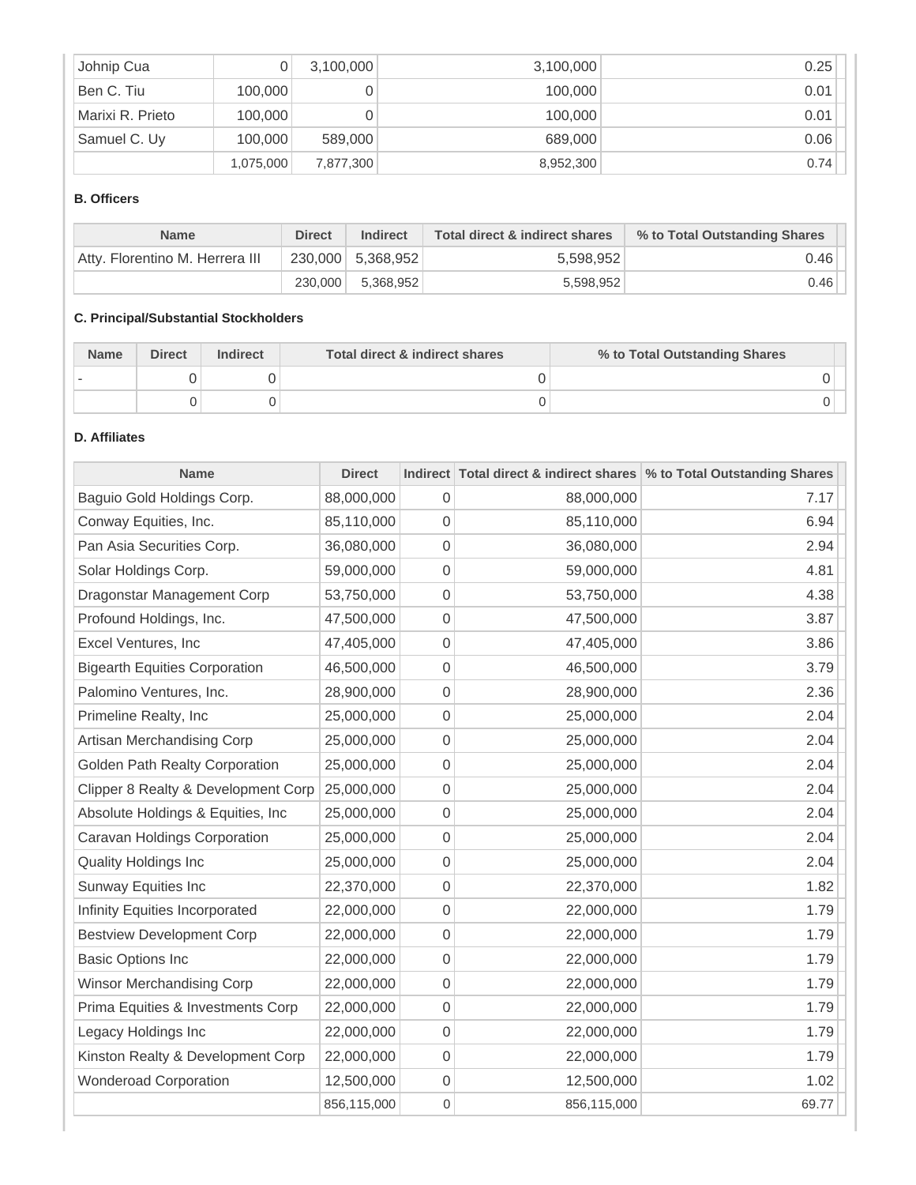| Johnip Cua | 0 | 3,100,000 | 3,100,000 | 0.25 |
|---|---|---|---|---|
| Ben C. Tiu | 100,000 | 0 | 100,000 | 0.01 |
| Marixi R. Prieto | 100,000 | 0 | 100,000 | 0.01 |
| Samuel C. Uy | 100,000 | 589,000 | 689,000 | 0.06 |
| | 1,075,000 | 7,877,300 | 8,952,300 | 0.74 |

**B. Officers**

| Name | Direct | Indirect | Total direct & indirect shares | % to Total Outstanding Shares |
|---|---|---|---|---|
| Atty. Florentino M. Herrera III | 230,000 | 5,368,952 | 5,598,952 | 0.46 |
| | 230,000 | 5,368,952 | 5,598,952 | 0.46 |

**C. Principal/Substantial Stockholders**

| Name | Direct | Indirect | Total direct & indirect shares | % to Total Outstanding Shares |
|---|---|---|---|---|
| - | 0 | 0 | 0 | 0 |
| | 0 | 0 | 0 | 0 |

**D. Affiliates**

| Name | Direct | Indirect | Total direct & indirect shares | % to Total Outstanding Shares |
|---|---|---|---|---|
| Baguio Gold Holdings Corp. | 88,000,000 | 0 | 88,000,000 | 7.17 |
| Conway Equities, Inc. | 85,110,000 | 0 | 85,110,000 | 6.94 |
| Pan Asia Securities Corp. | 36,080,000 | 0 | 36,080,000 | 2.94 |
| Solar Holdings Corp. | 59,000,000 | 0 | 59,000,000 | 4.81 |
| Dragonstar Management Corp | 53,750,000 | 0 | 53,750,000 | 4.38 |
| Profound Holdings, Inc. | 47,500,000 | 0 | 47,500,000 | 3.87 |
| Excel Ventures, Inc | 47,405,000 | 0 | 47,405,000 | 3.86 |
| Bigearth Equities Corporation | 46,500,000 | 0 | 46,500,000 | 3.79 |
| Palomino Ventures, Inc. | 28,900,000 | 0 | 28,900,000 | 2.36 |
| Primeline Realty, Inc | 25,000,000 | 0 | 25,000,000 | 2.04 |
| Artisan Merchandising Corp | 25,000,000 | 0 | 25,000,000 | 2.04 |
| Golden Path Realty Corporation | 25,000,000 | 0 | 25,000,000 | 2.04 |
| Clipper 8 Realty & Development Corp | 25,000,000 | 0 | 25,000,000 | 2.04 |
| Absolute Holdings & Equities, Inc | 25,000,000 | 0 | 25,000,000 | 2.04 |
| Caravan Holdings Corporation | 25,000,000 | 0 | 25,000,000 | 2.04 |
| Quality Holdings Inc | 25,000,000 | 0 | 25,000,000 | 2.04 |
| Sunway Equities Inc | 22,370,000 | 0 | 22,370,000 | 1.82 |
| Infinity Equities Incorporated | 22,000,000 | 0 | 22,000,000 | 1.79 |
| Bestview Development Corp | 22,000,000 | 0 | 22,000,000 | 1.79 |
| Basic Options Inc | 22,000,000 | 0 | 22,000,000 | 1.79 |
| Winsor Merchandising Corp | 22,000,000 | 0 | 22,000,000 | 1.79 |
| Prima Equities & Investments Corp | 22,000,000 | 0 | 22,000,000 | 1.79 |
| Legacy Holdings Inc | 22,000,000 | 0 | 22,000,000 | 1.79 |
| Kinston Realty & Development Corp | 22,000,000 | 0 | 22,000,000 | 1.79 |
| Wonderoad Corporation | 12,500,000 | 0 | 12,500,000 | 1.02 |
| | 856,115,000 | 0 | 856,115,000 | 69.77 |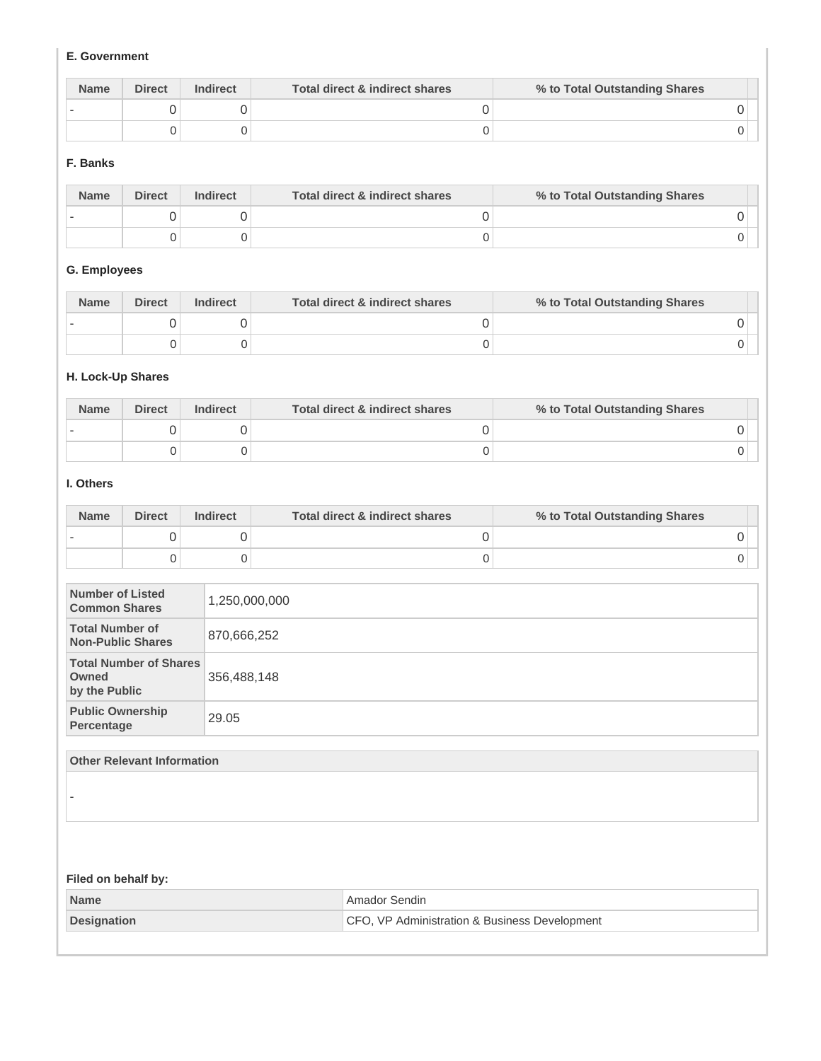**E. Government**

| Name | Direct | Indirect | Total direct & indirect shares | % to Total Outstanding Shares |
| --- | --- | --- | --- | --- |
| - | 0 | 0 | 0 | 0 |
| | 0 | 0 | 0 | 0 |

**F. Banks**

| Name | Direct | Indirect | Total direct & indirect shares | % to Total Outstanding Shares |
| --- | --- | --- | --- | --- |
| - | 0 | 0 | 0 | 0 |
| | 0 | 0 | 0 | 0 |

**G. Employees**

| Name | Direct | Indirect | Total direct & indirect shares | % to Total Outstanding Shares |
| --- | --- | --- | --- | --- |
| - | 0 | 0 | 0 | 0 |
| | 0 | 0 | 0 | 0 |

**H. Lock-Up Shares**

| Name | Direct | Indirect | Total direct & indirect shares | % to Total Outstanding Shares |
| --- | --- | --- | --- | --- |
| - | 0 | 0 | 0 | 0 |
| | 0 | 0 | 0 | 0 |

**I. Others**

| Name | Direct | Indirect | Total direct & indirect shares | % to Total Outstanding Shares |
| --- | --- | --- | --- | --- |
| - | 0 | 0 | 0 | 0 |
| | 0 | 0 | 0 | 0 |

| | |
| --- | --- |
| **Number of Listed Common Shares** | 1,250,000,000 |
| **Total Number of Non-Public Shares** | 870,666,252 |
| **Total Number of Shares Owned by the Public** | 356,488,148 |
| **Public Ownership Percentage** | 29.05 |

| Other Relevant Information |
| --- |
| - |

**Filed on behalf by:**

| | |
| --- | --- |
| **Name** | Amador Sendin |
| **Designation** | CFO, VP Administration & Business Development |